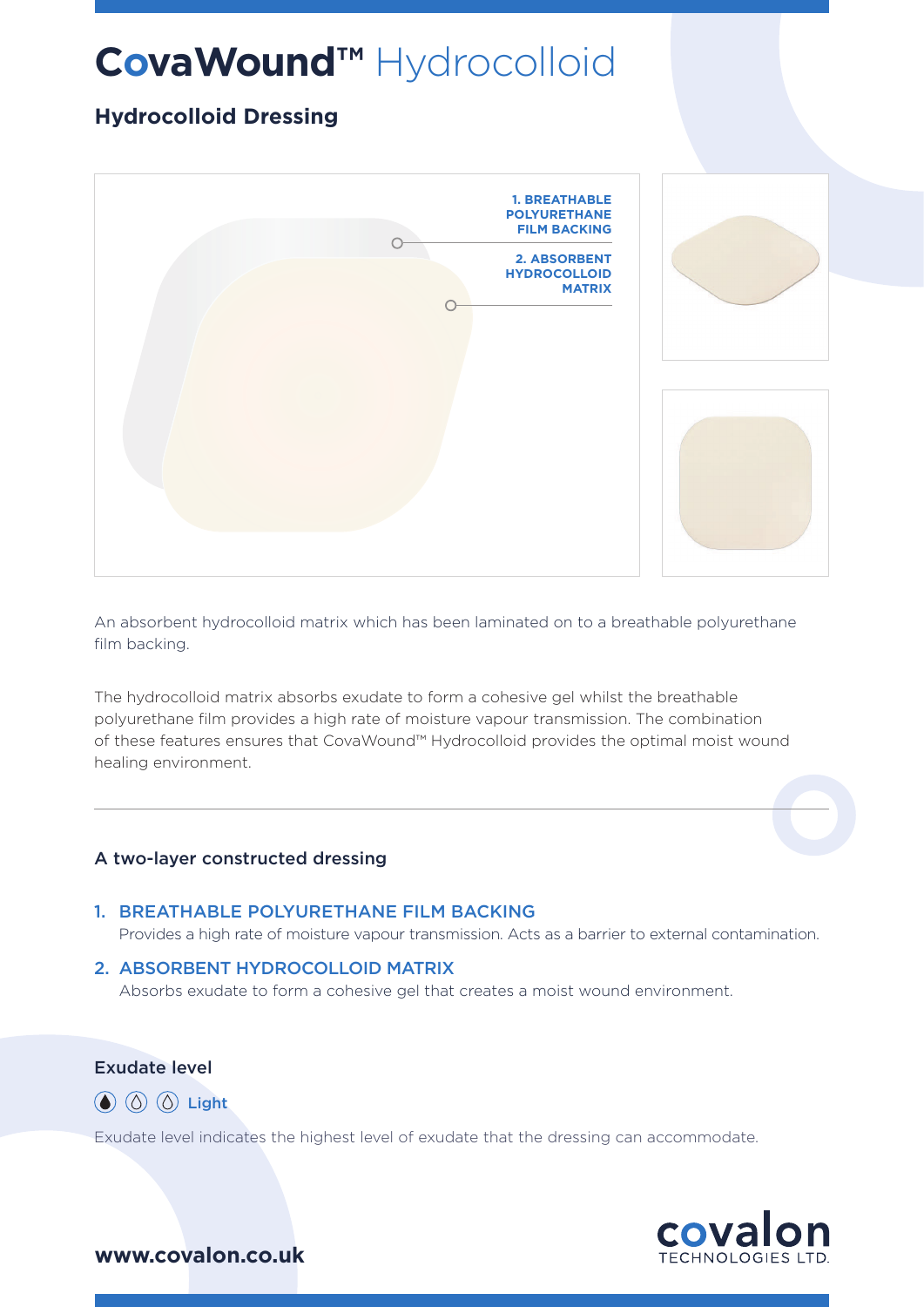# CovaWound™ Hydrocolloid

## Hydrocolloid Dressing

1. BREATHABLE POLYURETHANE FILM BACKING

2. ABSORBENT HYDROCOLLOID MATRIX

An absorbent hydrocolloid matrix which has been laminated on to a breathable polyurethane film backing.

The hydrocolloid matrix absorbs exudate to form a cohesive gel whilst the breathable polyurethane film provides a high rate of moisture vapour transmission. The combination of these features ensures that CovaWound™ Hydrocolloid provides the optimal moist wound healing environment.

### A two-layer constructed dressing

1. **BREATHABLE POLYURETHANE FILM BACKING**
   Provides a high rate of moisture vapour transmission. Acts as a barrier to external contamination.
2. **ABSORBENT HYDROCOLLOID MATRIX**
   Absorbs exudate to form a cohesive gel that creates a moist wound environment.

### Exudate level

Light

Exudate level indicates the highest level of exudate that the dressing can accommodate.

**www.covalon.co.uk**

covalon TECHNOLOGIES LTD.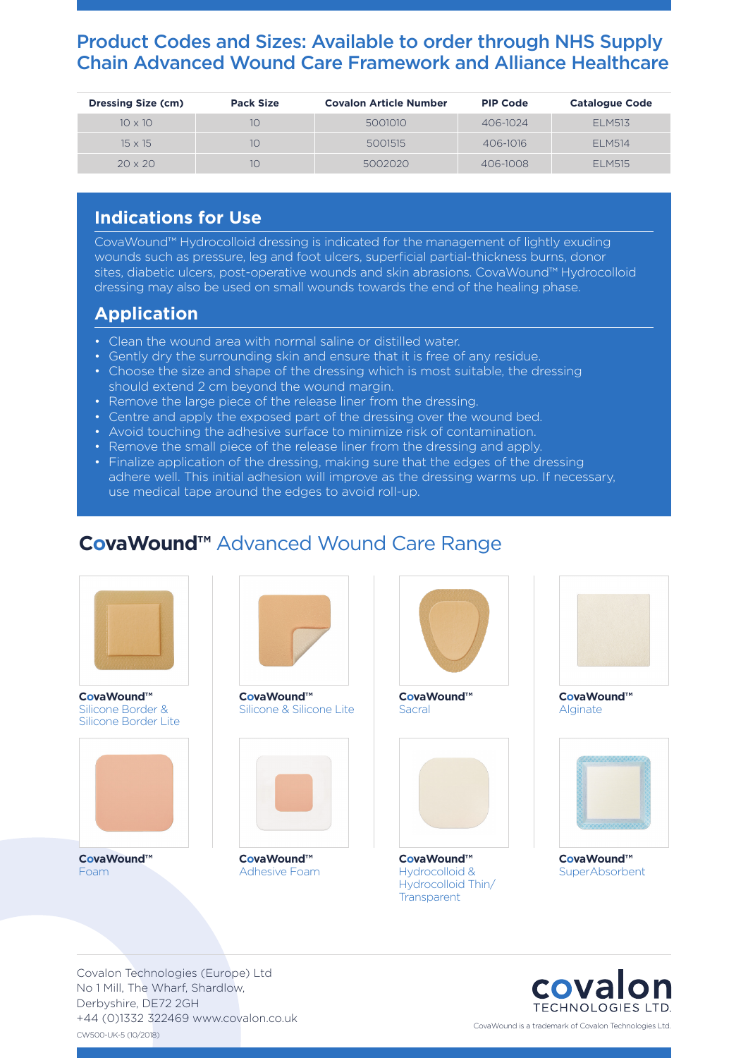## Product Codes and Sizes: Available to order through NHS Supply Chain Advanced Wound Care Framework and Alliance Healthcare

| Dressing Size (cm) | Pack Size | Covalon Article Number | PIP Code | Catalogue Code |
|---|---|---|---|---|
| 10 x 10 | 10 | 5001010 | 406-1024 | ELM513 |
| 15 x 15 | 10 | 5001515 | 406-1016 | ELM514 |
| 20 x 20 | 10 | 5002020 | 406-1008 | ELM515 |

## Indications for Use

CovaWound™ Hydrocolloid dressing is indicated for the management of lightly exuding wounds such as pressure, leg and foot ulcers, superficial partial-thickness burns, donor sites, diabetic ulcers, post-operative wounds and skin abrasions. CovaWound™ Hydrocolloid dressing may also be used on small wounds towards the end of the healing phase.

## Application

- Clean the wound area with normal saline or distilled water.
- Gently dry the surrounding skin and ensure that it is free of any residue.
- Choose the size and shape of the dressing which is most suitable, the dressing should extend 2 cm beyond the wound margin.
- Remove the large piece of the release liner from the dressing.
- Centre and apply the exposed part of the dressing over the wound bed.
- Avoid touching the adhesive surface to minimize risk of contamination.
- Remove the small piece of the release liner from the dressing and apply.
- Finalize application of the dressing, making sure that the edges of the dressing adhere well. This initial adhesion will improve as the dressing warms up. If necessary, use medical tape around the edges to avoid roll-up.

## CovaWound™ Advanced Wound Care Range

**CovaWound™**
Silicone Border & Silicone Border Lite

**CovaWound™**
Silicone & Silicone Lite

**CovaWound™**
Sacral

**CovaWound™**
Alginate

**CovaWound™**
Foam

**CovaWound™**
Adhesive Foam

**CovaWound™**
Hydrocolloid & Hydrocolloid Thin/Transparent

**CovaWound™**
SuperAbsorbent

Covalon Technologies (Europe) Ltd
No 1 Mill, The Wharf, Shardlow,
Derbyshire, DE72 2GH
+44 (0)1332 322469 www.covalon.co.uk

CW500-UK-5 (10/2018)

covalon TECHNOLOGIES LTD.

CovaWound is a trademark of Covalon Technologies Ltd.